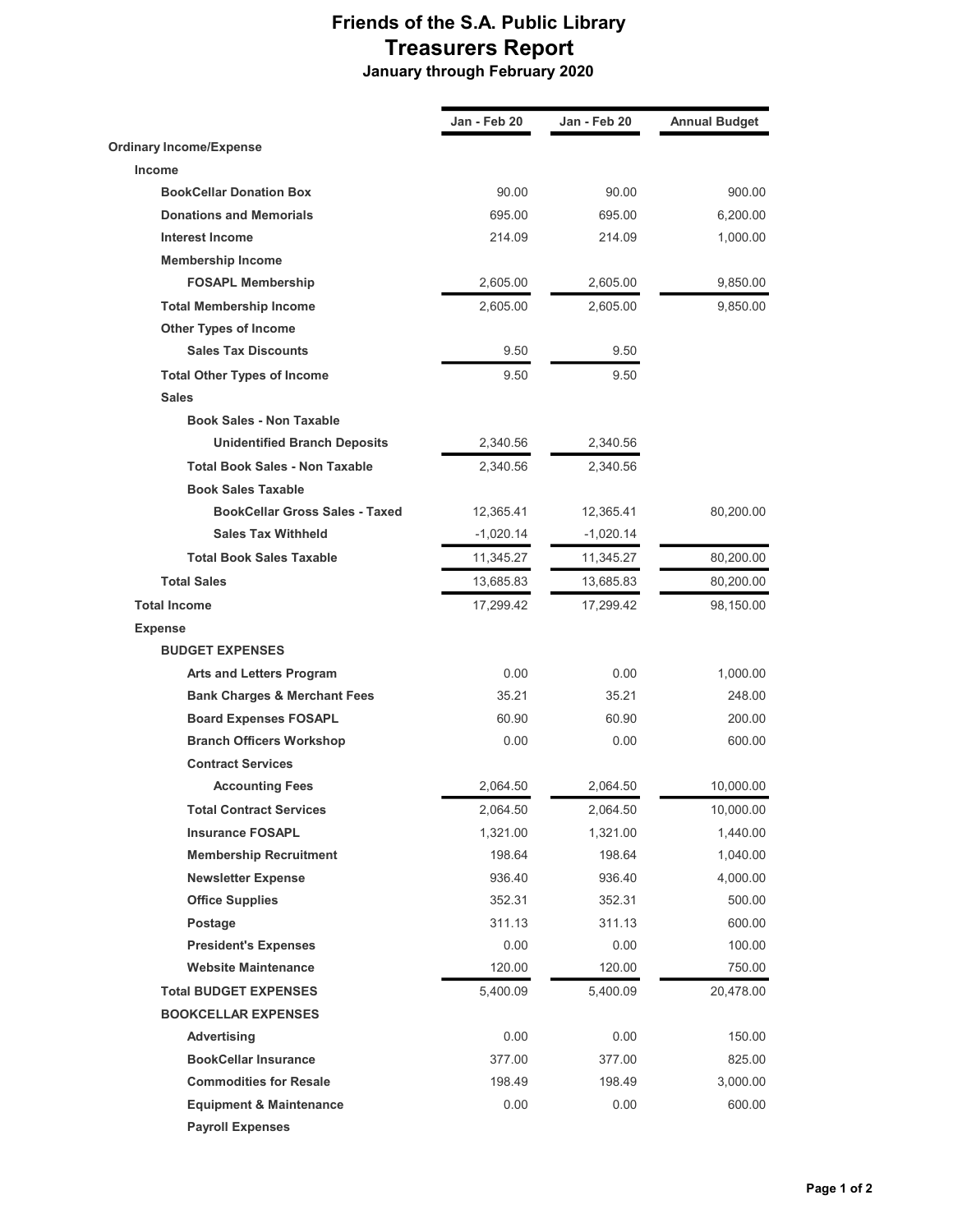# Friends of the S.A. Public Library
## Treasurers Report
### January through February 2020

| | Jan - Feb 20 | Jan - Feb 20 | Annual Budget |
|---|---|---|---|
| **Ordinary Income/Expense** | | | |
| **Income** | | | |
| **BookCellar Donation Box** | 90.00 | 90.00 | 900.00 |
| **Donations and Memorials** | 695.00 | 695.00 | 6,200.00 |
| **Interest Income** | 214.09 | 214.09 | 1,000.00 |
| **Membership Income** | | | |
| **FOSAPL Membership** | 2,605.00 | 2,605.00 | 9,850.00 |
| **Total Membership Income** | 2,605.00 | 2,605.00 | 9,850.00 |
| **Other Types of Income** | | | |
| **Sales Tax Discounts** | 9.50 | 9.50 | |
| **Total Other Types of Income** | 9.50 | 9.50 | |
| **Sales** | | | |
| **Book Sales - Non Taxable** | | | |
| **Unidentified Branch Deposits** | 2,340.56 | 2,340.56 | |
| **Total Book Sales - Non Taxable** | 2,340.56 | 2,340.56 | |
| **Book Sales Taxable** | | | |
| **BookCellar Gross Sales - Taxed** | 12,365.41 | 12,365.41 | 80,200.00 |
| **Sales Tax Withheld** | -1,020.14 | -1,020.14 | |
| **Total Book Sales Taxable** | 11,345.27 | 11,345.27 | 80,200.00 |
| **Total Sales** | 13,685.83 | 13,685.83 | 80,200.00 |
| **Total Income** | 17,299.42 | 17,299.42 | 98,150.00 |
| **Expense** | | | |
| **BUDGET EXPENSES** | | | |
| **Arts and Letters Program** | 0.00 | 0.00 | 1,000.00 |
| **Bank Charges & Merchant Fees** | 35.21 | 35.21 | 248.00 |
| **Board Expenses FOSAPL** | 60.90 | 60.90 | 200.00 |
| **Branch Officers Workshop** | 0.00 | 0.00 | 600.00 |
| **Contract Services** | | | |
| **Accounting Fees** | 2,064.50 | 2,064.50 | 10,000.00 |
| **Total Contract Services** | 2,064.50 | 2,064.50 | 10,000.00 |
| **Insurance FOSAPL** | 1,321.00 | 1,321.00 | 1,440.00 |
| **Membership Recruitment** | 198.64 | 198.64 | 1,040.00 |
| **Newsletter Expense** | 936.40 | 936.40 | 4,000.00 |
| **Office Supplies** | 352.31 | 352.31 | 500.00 |
| **Postage** | 311.13 | 311.13 | 600.00 |
| **President's Expenses** | 0.00 | 0.00 | 100.00 |
| **Website Maintenance** | 120.00 | 120.00 | 750.00 |
| **Total BUDGET EXPENSES** | 5,400.09 | 5,400.09 | 20,478.00 |
| **BOOKCELLAR EXPENSES** | | | |
| **Advertising** | 0.00 | 0.00 | 150.00 |
| **BookCellar Insurance** | 377.00 | 377.00 | 825.00 |
| **Commodities for Resale** | 198.49 | 198.49 | 3,000.00 |
| **Equipment & Maintenance** | 0.00 | 0.00 | 600.00 |
| **Payroll Expenses** | | | |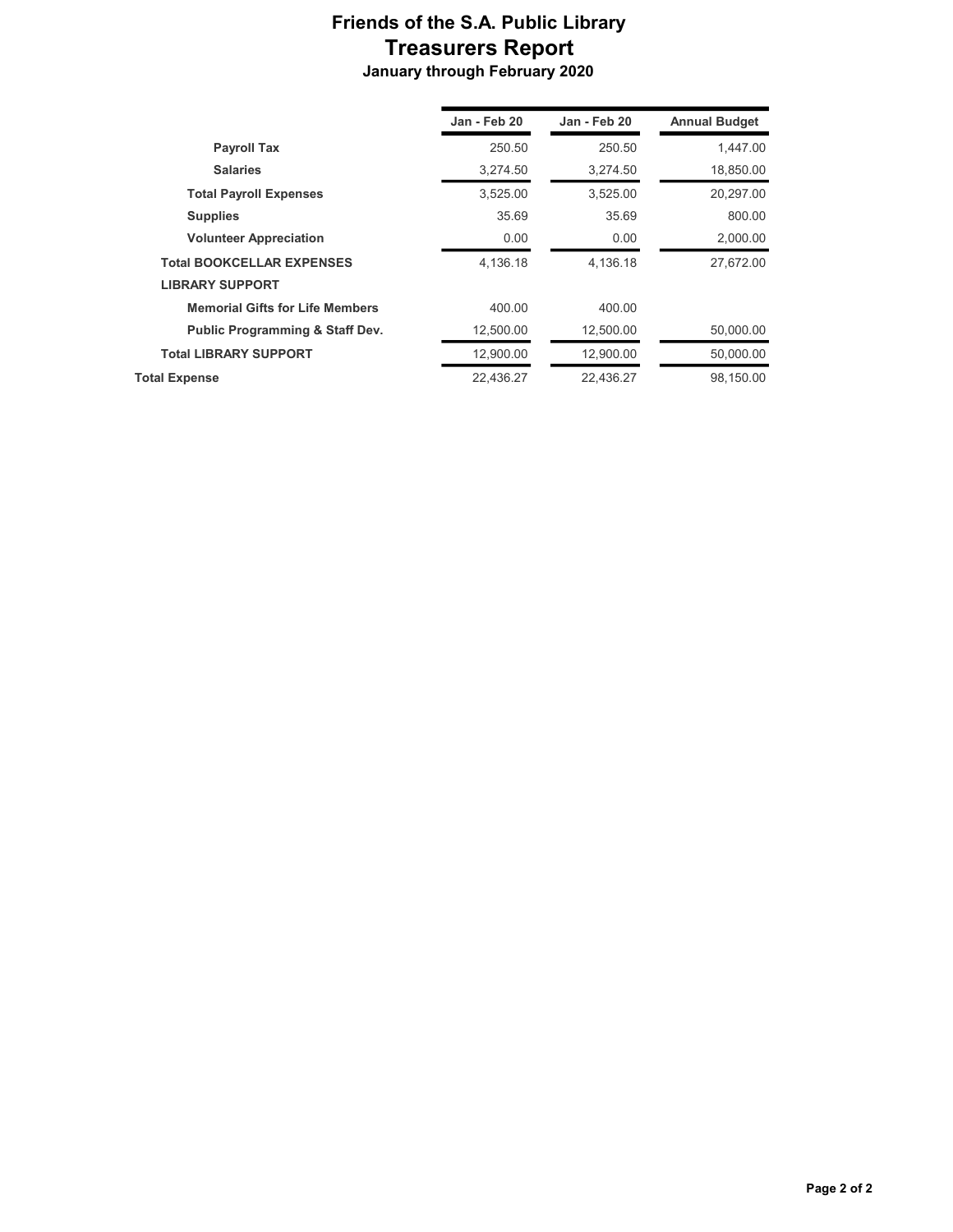# Friends of the S.A. Public Library
## Treasurers Report
### January through February 2020

| | Jan - Feb 20 | Jan - Feb 20 | Annual Budget |
|---|---|---|---|
| **Payroll Tax** | 250.50 | 250.50 | 1,447.00 |
| **Salaries** | 3,274.50 | 3,274.50 | 18,850.00 |
| **Total Payroll Expenses** | 3,525.00 | 3,525.00 | 20,297.00 |
| **Supplies** | 35.69 | 35.69 | 800.00 |
| **Volunteer Appreciation** | 0.00 | 0.00 | 2,000.00 |
| **Total BOOKCELLAR EXPENSES** | 4,136.18 | 4,136.18 | 27,672.00 |
| **LIBRARY SUPPORT** | | | |
| **Memorial Gifts for Life Members** | 400.00 | 400.00 | |
| **Public Programming & Staff Dev.** | 12,500.00 | 12,500.00 | 50,000.00 |
| **Total LIBRARY SUPPORT** | 12,900.00 | 12,900.00 | 50,000.00 |
| **Total Expense** | 22,436.27 | 22,436.27 | 98,150.00 |